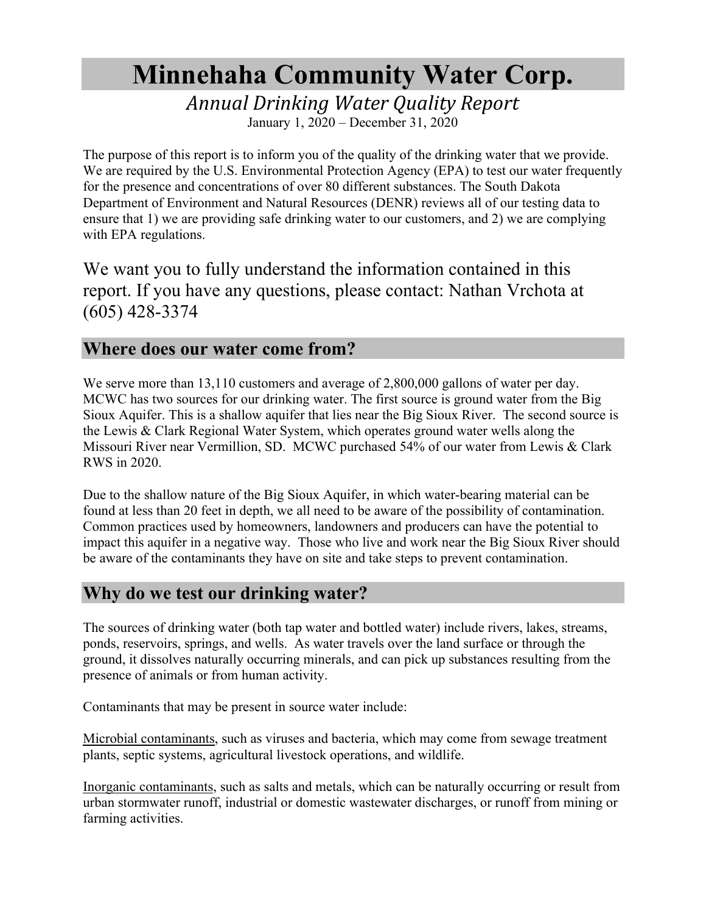# Minnehaha Community Water Corp.

*Annual Drinking Water Quality Report*

January 1, 2020 – December 31, 2020

The purpose of this report is to inform you of the quality of the drinking water that we provide. We are required by the U.S. Environmental Protection Agency (EPA) to test our water frequently for the presence and concentrations of over 80 different substances. The South Dakota Department of Environment and Natural Resources (DENR) reviews all of our testing data to ensure that 1) we are providing safe drinking water to our customers, and 2) we are complying with EPA regulations.

We want you to fully understand the information contained in this report. If you have any questions, please contact: Nathan Vrchota at (605) 428-3374

## Where does our water come from?

We serve more than 13,110 customers and average of 2,800,000 gallons of water per day. MCWC has two sources for our drinking water. The first source is ground water from the Big Sioux Aquifer. This is a shallow aquifer that lies near the Big Sioux River. The second source is the Lewis & Clark Regional Water System, which operates ground water wells along the Missouri River near Vermillion, SD. MCWC purchased 54% of our water from Lewis & Clark RWS in 2020.

Due to the shallow nature of the Big Sioux Aquifer, in which water-bearing material can be found at less than 20 feet in depth, we all need to be aware of the possibility of contamination. Common practices used by homeowners, landowners and producers can have the potential to impact this aquifer in a negative way. Those who live and work near the Big Sioux River should be aware of the contaminants they have on site and take steps to prevent contamination.

## Why do we test our drinking water?

The sources of drinking water (both tap water and bottled water) include rivers, lakes, streams, ponds, reservoirs, springs, and wells. As water travels over the land surface or through the ground, it dissolves naturally occurring minerals, and can pick up substances resulting from the presence of animals or from human activity.

Contaminants that may be present in source water include:

Microbial contaminants, such as viruses and bacteria, which may come from sewage treatment plants, septic systems, agricultural livestock operations, and wildlife.

Inorganic contaminants, such as salts and metals, which can be naturally occurring or result from urban stormwater runoff, industrial or domestic wastewater discharges, or runoff from mining or farming activities.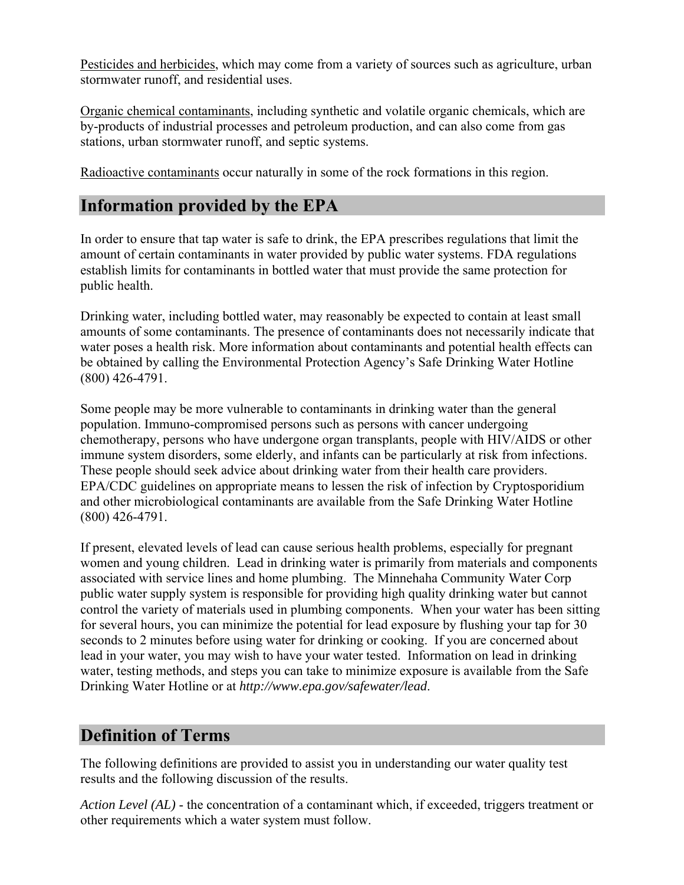Pesticides and herbicides, which may come from a variety of sources such as agriculture, urban stormwater runoff, and residential uses.

Organic chemical contaminants, including synthetic and volatile organic chemicals, which are by-products of industrial processes and petroleum production, and can also come from gas stations, urban stormwater runoff, and septic systems.

Radioactive contaminants occur naturally in some of the rock formations in this region.

## Information provided by the EPA

In order to ensure that tap water is safe to drink, the EPA prescribes regulations that limit the amount of certain contaminants in water provided by public water systems. FDA regulations establish limits for contaminants in bottled water that must provide the same protection for public health.

Drinking water, including bottled water, may reasonably be expected to contain at least small amounts of some contaminants. The presence of contaminants does not necessarily indicate that water poses a health risk. More information about contaminants and potential health effects can be obtained by calling the Environmental Protection Agency's Safe Drinking Water Hotline (800) 426-4791.

Some people may be more vulnerable to contaminants in drinking water than the general population. Immuno-compromised persons such as persons with cancer undergoing chemotherapy, persons who have undergone organ transplants, people with HIV/AIDS or other immune system disorders, some elderly, and infants can be particularly at risk from infections. These people should seek advice about drinking water from their health care providers. EPA/CDC guidelines on appropriate means to lessen the risk of infection by Cryptosporidium and other microbiological contaminants are available from the Safe Drinking Water Hotline (800) 426-4791.

If present, elevated levels of lead can cause serious health problems, especially for pregnant women and young children. Lead in drinking water is primarily from materials and components associated with service lines and home plumbing. The Minnehaha Community Water Corp public water supply system is responsible for providing high quality drinking water but cannot control the variety of materials used in plumbing components. When your water has been sitting for several hours, you can minimize the potential for lead exposure by flushing your tap for 30 seconds to 2 minutes before using water for drinking or cooking. If you are concerned about lead in your water, you may wish to have your water tested. Information on lead in drinking water, testing methods, and steps you can take to minimize exposure is available from the Safe Drinking Water Hotline or at *http://www.epa.gov/safewater/lead*.

## Definition of Terms

The following definitions are provided to assist you in understanding our water quality test results and the following discussion of the results.

*Action Level (AL)* - the concentration of a contaminant which, if exceeded, triggers treatment or other requirements which a water system must follow.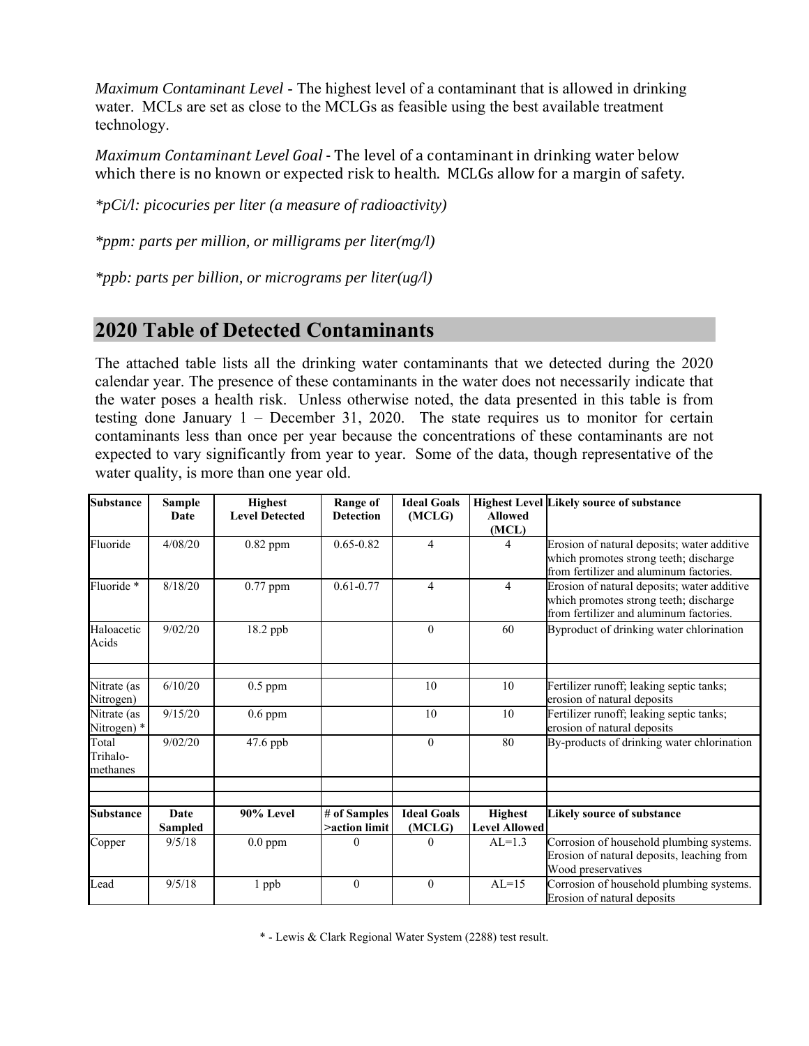*Maximum Contaminant Level* - The highest level of a contaminant that is allowed in drinking water. MCLs are set as close to the MCLGs as feasible using the best available treatment technology.

*Maximum Contaminant Level Goal* - The level of a contaminant in drinking water below which there is no known or expected risk to health. MCLGs allow for a margin of safety.

**pCi/l: picocuries per liter (a measure of radioactivity)*

**ppm: parts per million, or milligrams per liter(mg/l)*

**ppb: parts per billion, or micrograms per liter(ug/l)*

## 2020 Table of Detected Contaminants

The attached table lists all the drinking water contaminants that we detected during the 2020 calendar year. The presence of these contaminants in the water does not necessarily indicate that the water poses a health risk. Unless otherwise noted, the data presented in this table is from testing done January 1 – December 31, 2020. The state requires us to monitor for certain contaminants less than once per year because the concentrations of these contaminants are not expected to vary significantly from year to year. Some of the data, though representative of the water quality, is more than one year old.

| Substance | Sample Date | Highest Level Detected | Range of Detection | Ideal Goals (MCLG) | Highest Level Allowed (MCL) | Likely source of substance |
|---|---|---|---|---|---|---|
| Fluoride | 4/08/20 | 0.82 ppm | 0.65-0.82 | 4 | 4 | Erosion of natural deposits; water additive which promotes strong teeth; discharge from fertilizer and aluminum factories. |
| Fluoride * | 8/18/20 | 0.77 ppm | 0.61-0.77 | 4 | 4 | Erosion of natural deposits; water additive which promotes strong teeth; discharge from fertilizer and aluminum factories. |
| Haloacetic Acids | 9/02/20 | 18.2 ppb | | 0 | 60 | Byproduct of drinking water chlorination |
| | | | | | | |
| Nitrate (as Nitrogen) | 6/10/20 | 0.5 ppm | | 10 | 10 | Fertilizer runoff; leaking septic tanks; erosion of natural deposits |
| Nitrate (as Nitrogen) * | 9/15/20 | 0.6 ppm | | 10 | 10 | Fertilizer runoff; leaking septic tanks; erosion of natural deposits |
| Total Trihalo-methanes | 9/02/20 | 47.6 ppb | | 0 | 80 | By-products of drinking water chlorination |
| | | | | | | |
| | | | | | | |
| **Substance** | **Date Sampled** | **90% Level** | **# of Samples >action limit** | **Ideal Goals (MCLG)** | **Highest Level Allowed** | **Likely source of substance** |
| Copper | 9/5/18 | 0.0 ppm | 0 | 0 | AL=1.3 | Corrosion of household plumbing systems. Erosion of natural deposits, leaching from Wood preservatives |
| Lead | 9/5/18 | 1 ppb | 0 | 0 | AL=15 | Corrosion of household plumbing systems. Erosion of natural deposits |

\* - Lewis & Clark Regional Water System (2288) test result.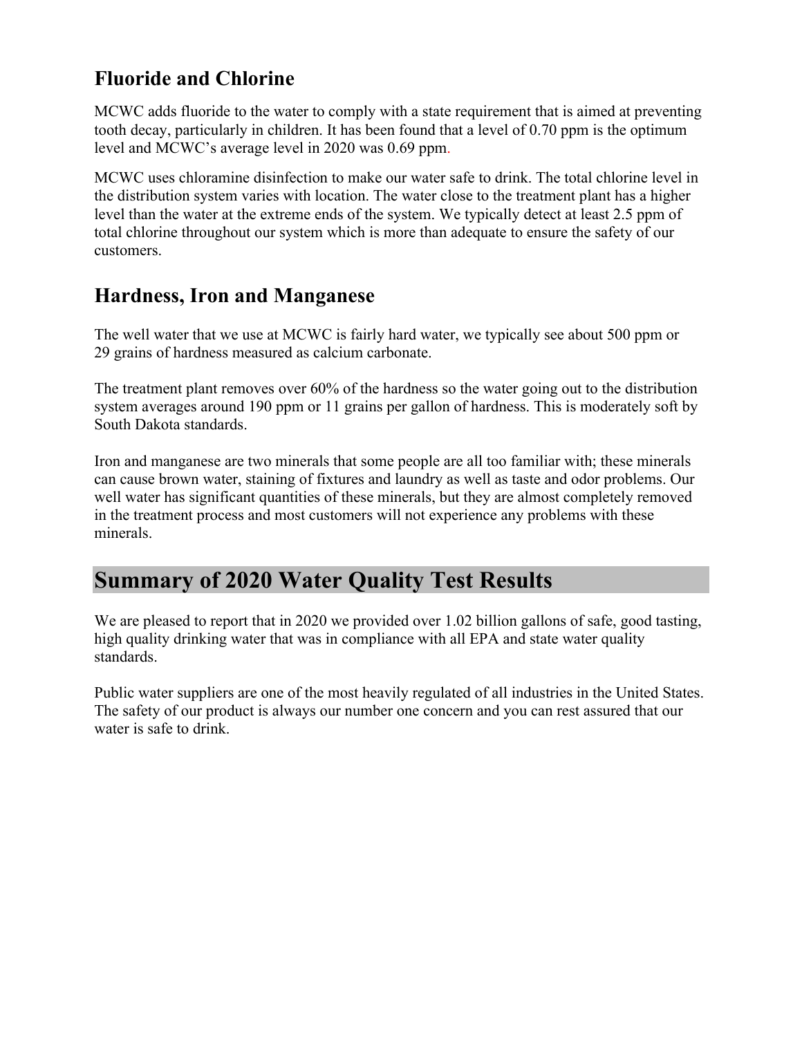## Fluoride and Chlorine

MCWC adds fluoride to the water to comply with a state requirement that is aimed at preventing tooth decay, particularly in children. It has been found that a level of 0.70 ppm is the optimum level and MCWC's average level in 2020 was 0.69 ppm.

MCWC uses chloramine disinfection to make our water safe to drink. The total chlorine level in the distribution system varies with location. The water close to the treatment plant has a higher level than the water at the extreme ends of the system. We typically detect at least 2.5 ppm of total chlorine throughout our system which is more than adequate to ensure the safety of our customers.

## Hardness, Iron and Manganese

The well water that we use at MCWC is fairly hard water, we typically see about 500 ppm or 29 grains of hardness measured as calcium carbonate.

The treatment plant removes over 60% of the hardness so the water going out to the distribution system averages around 190 ppm or 11 grains per gallon of hardness. This is moderately soft by South Dakota standards.

Iron and manganese are two minerals that some people are all too familiar with; these minerals can cause brown water, staining of fixtures and laundry as well as taste and odor problems. Our well water has significant quantities of these minerals, but they are almost completely removed in the treatment process and most customers will not experience any problems with these minerals.

# Summary of 2020 Water Quality Test Results

We are pleased to report that in 2020 we provided over 1.02 billion gallons of safe, good tasting, high quality drinking water that was in compliance with all EPA and state water quality standards.

Public water suppliers are one of the most heavily regulated of all industries in the United States. The safety of our product is always our number one concern and you can rest assured that our water is safe to drink.